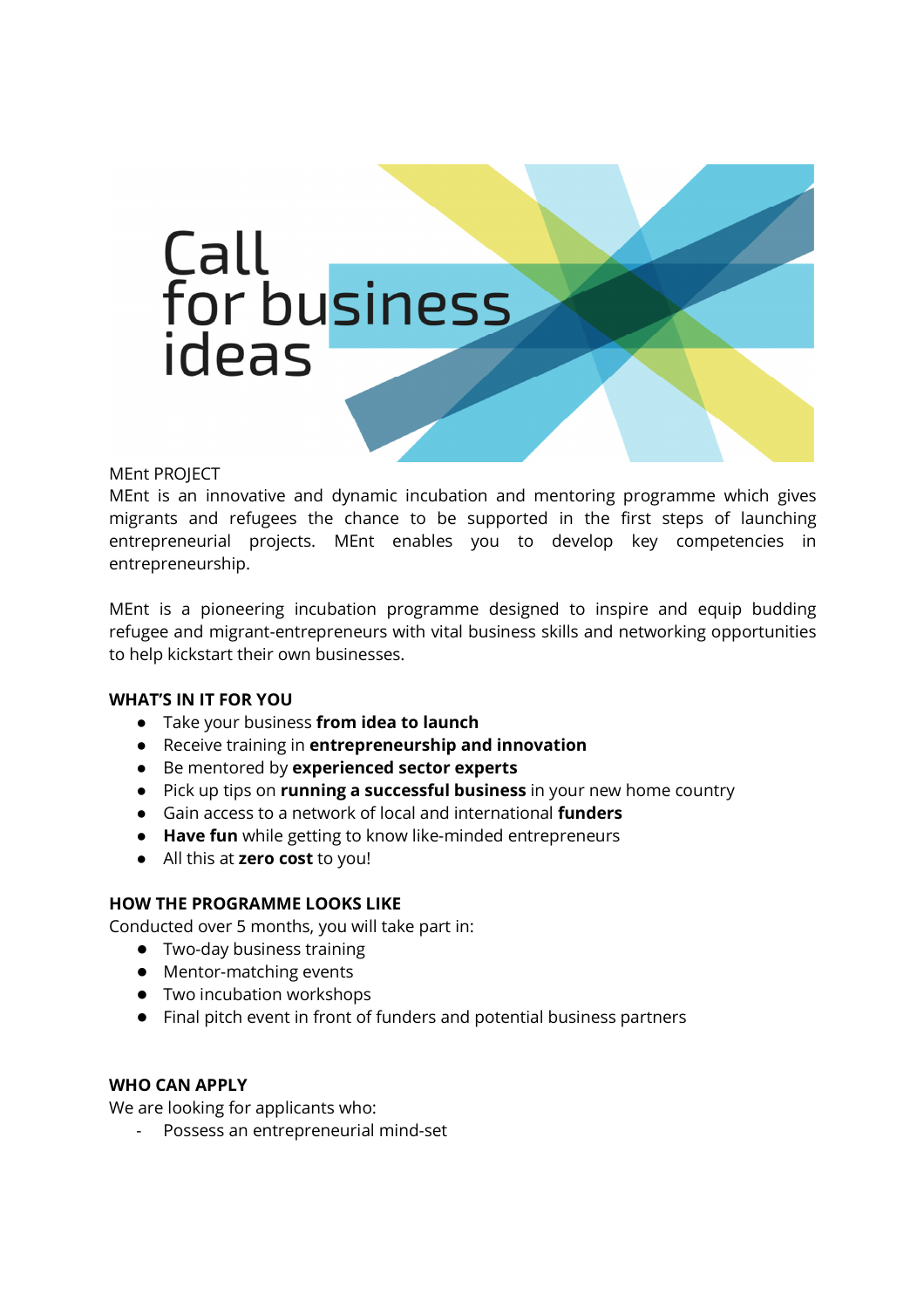# Call for business ideas

MEnt PROJECT

MEnt is an innovative and dynamic incubation and mentoring programme which gives migrants and refugees the chance to be supported in the first steps of launching entrepreneurial projects. MEnt enables you to develop key competencies in entrepreneurship.

MEnt is a pioneering incubation programme designed to inspire and equip budding refugee and migrant-entrepreneurs with vital business skills and networking opportunities to help kickstart their own businesses.

**WHAT'S IN IT FOR YOU**

- Take your business **from idea to launch**
- Receive training in **entrepreneurship and innovation**
- Be mentored by **experienced sector experts**
- Pick up tips on **running a successful business** in your new home country
- Gain access to a network of local and international **funders**
- **Have fun** while getting to know like-minded entrepreneurs
- All this at **zero cost** to you!

**HOW THE PROGRAMME LOOKS LIKE**

Conducted over 5 months, you will take part in:

- Two-day business training
- Mentor-matching events
- Two incubation workshops
- Final pitch event in front of funders and potential business partners

**WHO CAN APPLY**

We are looking for applicants who:

- Possess an entrepreneurial mind-set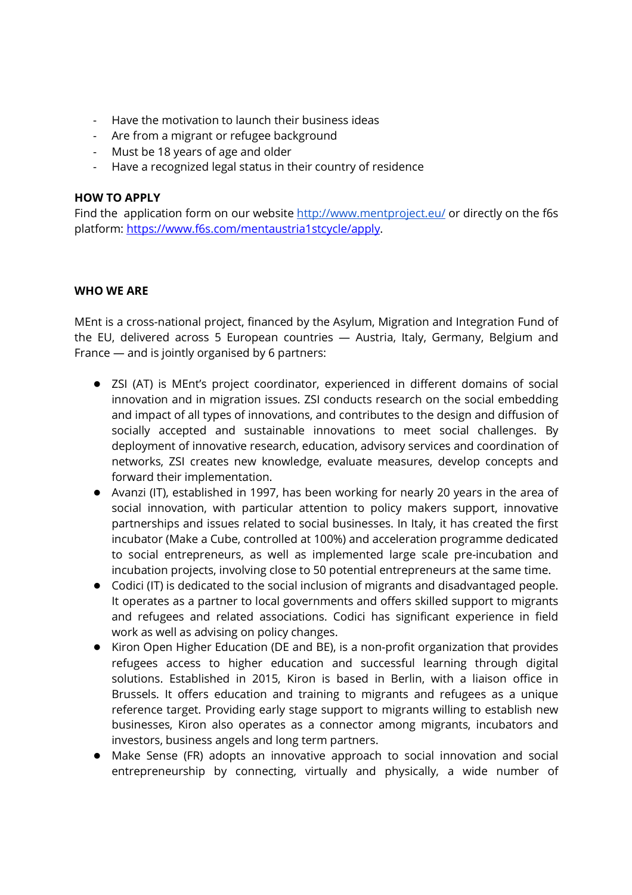- Have the motivation to launch their business ideas
- Are from a migrant or refugee background
- Must be 18 years of age and older
- Have a recognized legal status in their country of residence

**HOW TO APPLY**

Find the application form on our website [http://www.mentproject.eu/](http://www.mentproject.eu/) or directly on the f6s platform: [https://www.f6s.com/mentaustria1stcycle/apply](https://www.f6s.com/mentaustria1stcycle/apply).

**WHO WE ARE**

MEnt is a cross-national project, financed by the Asylum, Migration and Integration Fund of the EU, delivered across 5 European countries — Austria, Italy, Germany, Belgium and France — and is jointly organised by 6 partners:

- ZSI (AT) is MEnt's project coordinator, experienced in different domains of social innovation and in migration issues. ZSI conducts research on the social embedding and impact of all types of innovations, and contributes to the design and diffusion of socially accepted and sustainable innovations to meet social challenges. By deployment of innovative research, education, advisory services and coordination of networks, ZSI creates new knowledge, evaluate measures, develop concepts and forward their implementation.
- Avanzi (IT), established in 1997, has been working for nearly 20 years in the area of social innovation, with particular attention to policy makers support, innovative partnerships and issues related to social businesses. In Italy, it has created the first incubator (Make a Cube, controlled at 100%) and acceleration programme dedicated to social entrepreneurs, as well as implemented large scale pre-incubation and incubation projects, involving close to 50 potential entrepreneurs at the same time.
- Codici (IT) is dedicated to the social inclusion of migrants and disadvantaged people. It operates as a partner to local governments and offers skilled support to migrants and refugees and related associations. Codici has significant experience in field work as well as advising on policy changes.
- Kiron Open Higher Education (DE and BE), is a non-profit organization that provides refugees access to higher education and successful learning through digital solutions. Established in 2015, Kiron is based in Berlin, with a liaison office in Brussels. It offers education and training to migrants and refugees as a unique reference target. Providing early stage support to migrants willing to establish new businesses, Kiron also operates as a connector among migrants, incubators and investors, business angels and long term partners.
- Make Sense (FR) adopts an innovative approach to social innovation and social entrepreneurship by connecting, virtually and physically, a wide number of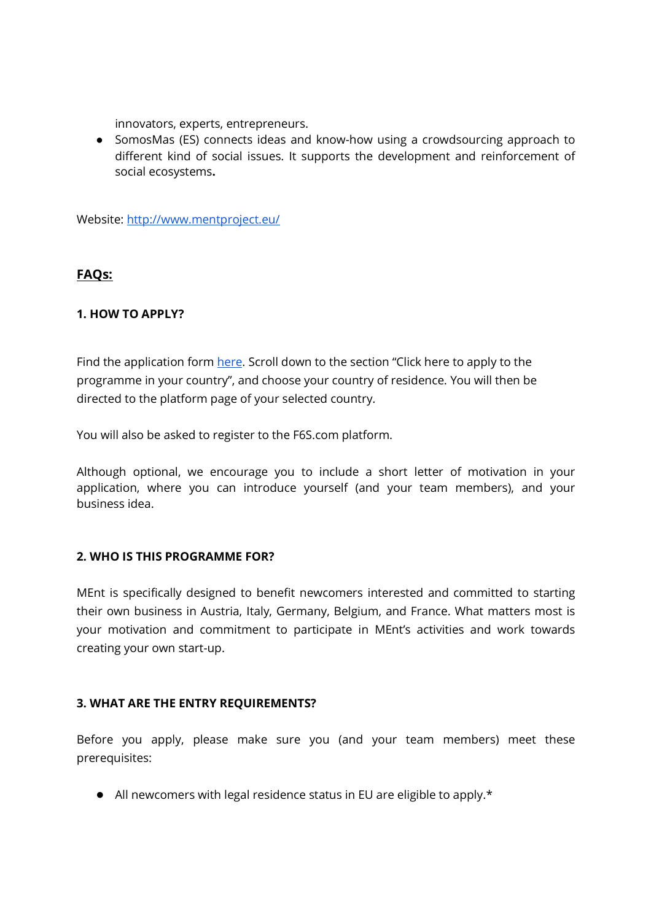innovators, experts, entrepreneurs.

- SomosMas (ES) connects ideas and know-how using a crowdsourcing approach to different kind of social issues. It supports the development and reinforcement of social ecosystems**.**

Website: [http://www.mentproject.eu/](http://www.mentproject.eu/)

## **FAQs:**

### 1. HOW TO APPLY?

Find the application form here. Scroll down to the section "Click here to apply to the programme in your country", and choose your country of residence. You will then be directed to the platform page of your selected country.

You will also be asked to register to the F6S.com platform.

Although optional, we encourage you to include a short letter of motivation in your application, where you can introduce yourself (and your team members), and your business idea.

### 2. WHO IS THIS PROGRAMME FOR?

MEnt is specifically designed to benefit newcomers interested and committed to starting their own business in Austria, Italy, Germany, Belgium, and France. What matters most is your motivation and commitment to participate in MEnt's activities and work towards creating your own start-up.

### 3. WHAT ARE THE ENTRY REQUIREMENTS?

Before you apply, please make sure you (and your team members) meet these prerequisites:

- All newcomers with legal residence status in EU are eligible to apply.*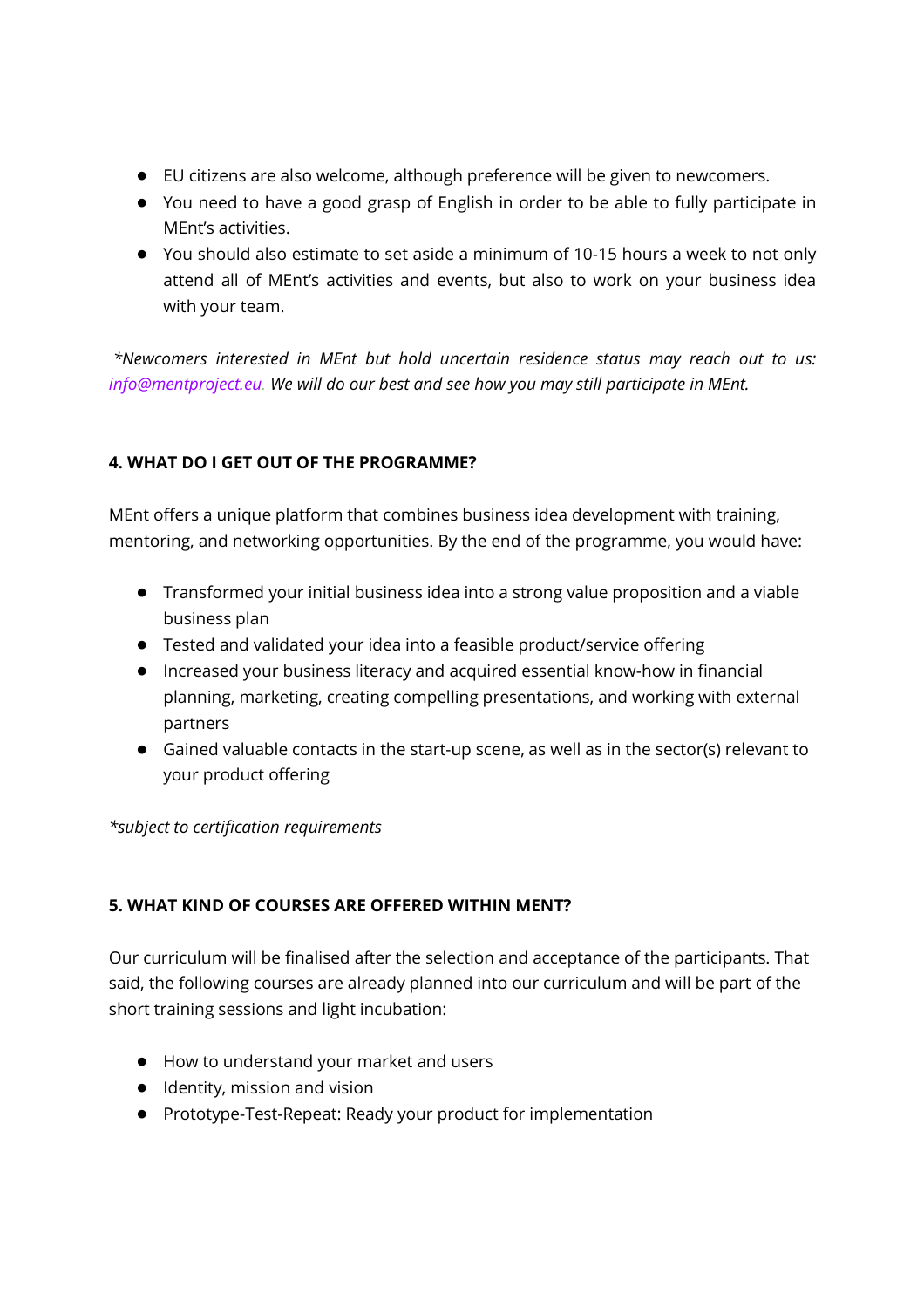- EU citizens are also welcome, although preference will be given to newcomers.
- You need to have a good grasp of English in order to be able to fully participate in MEnt's activities.
- You should also estimate to set aside a minimum of 10-15 hours a week to not only attend all of MEnt's activities and events, but also to work on your business idea with your team.

*\*Newcomers interested in MEnt but hold uncertain residence status may reach out to us: info@mentproject.eu. We will do our best and see how you may still participate in MEnt.*

### 4. WHAT DO I GET OUT OF THE PROGRAMME?

MEnt offers a unique platform that combines business idea development with training, mentoring, and networking opportunities. By the end of the programme, you would have:

- Transformed your initial business idea into a strong value proposition and a viable business plan
- Tested and validated your idea into a feasible product/service offering
- Increased your business literacy and acquired essential know-how in financial planning, marketing, creating compelling presentations, and working with external partners
- Gained valuable contacts in the start-up scene, as well as in the sector(s) relevant to your product offering

*\*subject to certification requirements*

### 5. WHAT KIND OF COURSES ARE OFFERED WITHIN MENT?

Our curriculum will be finalised after the selection and acceptance of the participants. That said, the following courses are already planned into our curriculum and will be part of the short training sessions and light incubation:

- How to understand your market and users
- Identity, mission and vision
- Prototype-Test-Repeat: Ready your product for implementation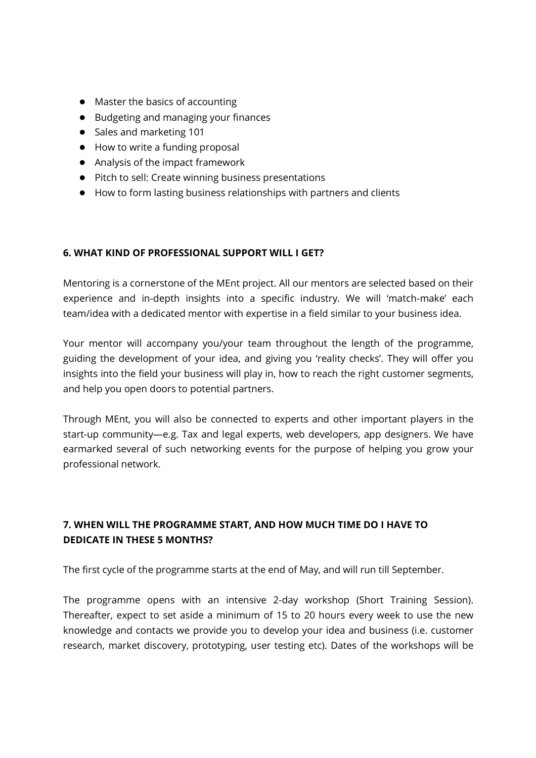- Master the basics of accounting
- Budgeting and managing your finances
- Sales and marketing 101
- How to write a funding proposal
- Analysis of the impact framework
- Pitch to sell: Create winning business presentations
- How to form lasting business relationships with partners and clients

### 6. WHAT KIND OF PROFESSIONAL SUPPORT WILL I GET?

Mentoring is a cornerstone of the MEnt project. All our mentors are selected based on their experience and in-depth insights into a specific industry. We will 'match-make' each team/idea with a dedicated mentor with expertise in a field similar to your business idea.

Your mentor will accompany you/your team throughout the length of the programme, guiding the development of your idea, and giving you 'reality checks'. They will offer you insights into the field your business will play in, how to reach the right customer segments, and help you open doors to potential partners.

Through MEnt, you will also be connected to experts and other important players in the start-up community—e.g. Tax and legal experts, web developers, app designers. We have earmarked several of such networking events for the purpose of helping you grow your professional network.

### 7. WHEN WILL THE PROGRAMME START, AND HOW MUCH TIME DO I HAVE TO DEDICATE IN THESE 5 MONTHS?

The first cycle of the programme starts at the end of May, and will run till September.

The programme opens with an intensive 2-day workshop (Short Training Session). Thereafter, expect to set aside a minimum of 15 to 20 hours every week to use the new knowledge and contacts we provide you to develop your idea and business (i.e. customer research, market discovery, prototyping, user testing etc). Dates of the workshops will be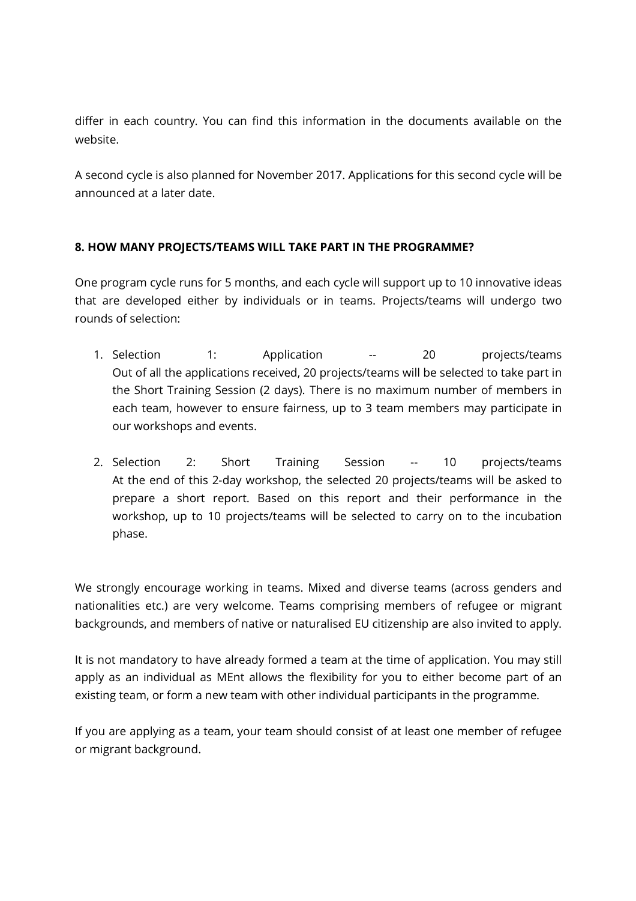differ in each country. You can find this information in the documents available on the website.

A second cycle is also planned for November 2017. Applications for this second cycle will be announced at a later date.

**8. HOW MANY PROJECTS/TEAMS WILL TAKE PART IN THE PROGRAMME?**

One program cycle runs for 5 months, and each cycle will support up to 10 innovative ideas that are developed either by individuals or in teams. Projects/teams will undergo two rounds of selection:

1. Selection 1: Application -- 20 projects/teams
   Out of all the applications received, 20 projects/teams will be selected to take part in the Short Training Session (2 days). There is no maximum number of members in each team, however to ensure fairness, up to 3 team members may participate in our workshops and events.

2. Selection 2: Short Training Session -- 10 projects/teams
   At the end of this 2-day workshop, the selected 20 projects/teams will be asked to prepare a short report. Based on this report and their performance in the workshop, up to 10 projects/teams will be selected to carry on to the incubation phase.

We strongly encourage working in teams. Mixed and diverse teams (across genders and nationalities etc.) are very welcome. Teams comprising members of refugee or migrant backgrounds, and members of native or naturalised EU citizenship are also invited to apply.

It is not mandatory to have already formed a team at the time of application. You may still apply as an individual as MEnt allows the flexibility for you to either become part of an existing team, or form a new team with other individual participants in the programme.

If you are applying as a team, your team should consist of at least one member of refugee or migrant background.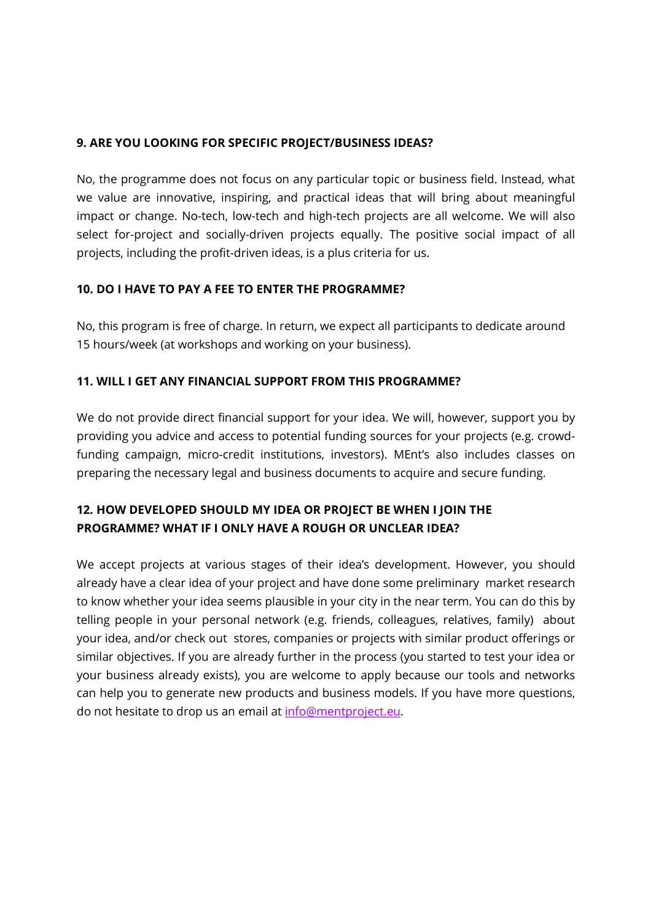#### 9. ARE YOU LOOKING FOR SPECIFIC PROJECT/BUSINESS IDEAS?

No, the programme does not focus on any particular topic or business field. Instead, what we value are innovative, inspiring, and practical ideas that will bring about meaningful impact or change. No-tech, low-tech and high-tech projects are all welcome. We will also select for-project and socially-driven projects equally. The positive social impact of all projects, including the profit-driven ideas, is a plus criteria for us.

#### 10. DO I HAVE TO PAY A FEE TO ENTER THE PROGRAMME?

No, this program is free of charge. In return, we expect all participants to dedicate around 15 hours/week (at workshops and working on your business).

#### 11. WILL I GET ANY FINANCIAL SUPPORT FROM THIS PROGRAMME?

We do not provide direct financial support for your idea. We will, however, support you by providing you advice and access to potential funding sources for your projects (e.g. crowd-funding campaign, micro-credit institutions, investors). MEnt's also includes classes on preparing the necessary legal and business documents to acquire and secure funding.

#### 12. HOW DEVELOPED SHOULD MY IDEA OR PROJECT BE WHEN I JOIN THE PROGRAMME? WHAT IF I ONLY HAVE A ROUGH OR UNCLEAR IDEA?

We accept projects at various stages of their idea's development. However, you should already have a clear idea of your project and have done some preliminary market research to know whether your idea seems plausible in your city in the near term. You can do this by telling people in your personal network (e.g. friends, colleagues, relatives, family) about your idea, and/or check out stores, companies or projects with similar product offerings or similar objectives. If you are already further in the process (you started to test your idea or your business already exists), you are welcome to apply because our tools and networks can help you to generate new products and business models. If you have more questions, do not hesitate to drop us an email at [info@mentproject.eu](mailto:info@mentproject.eu).